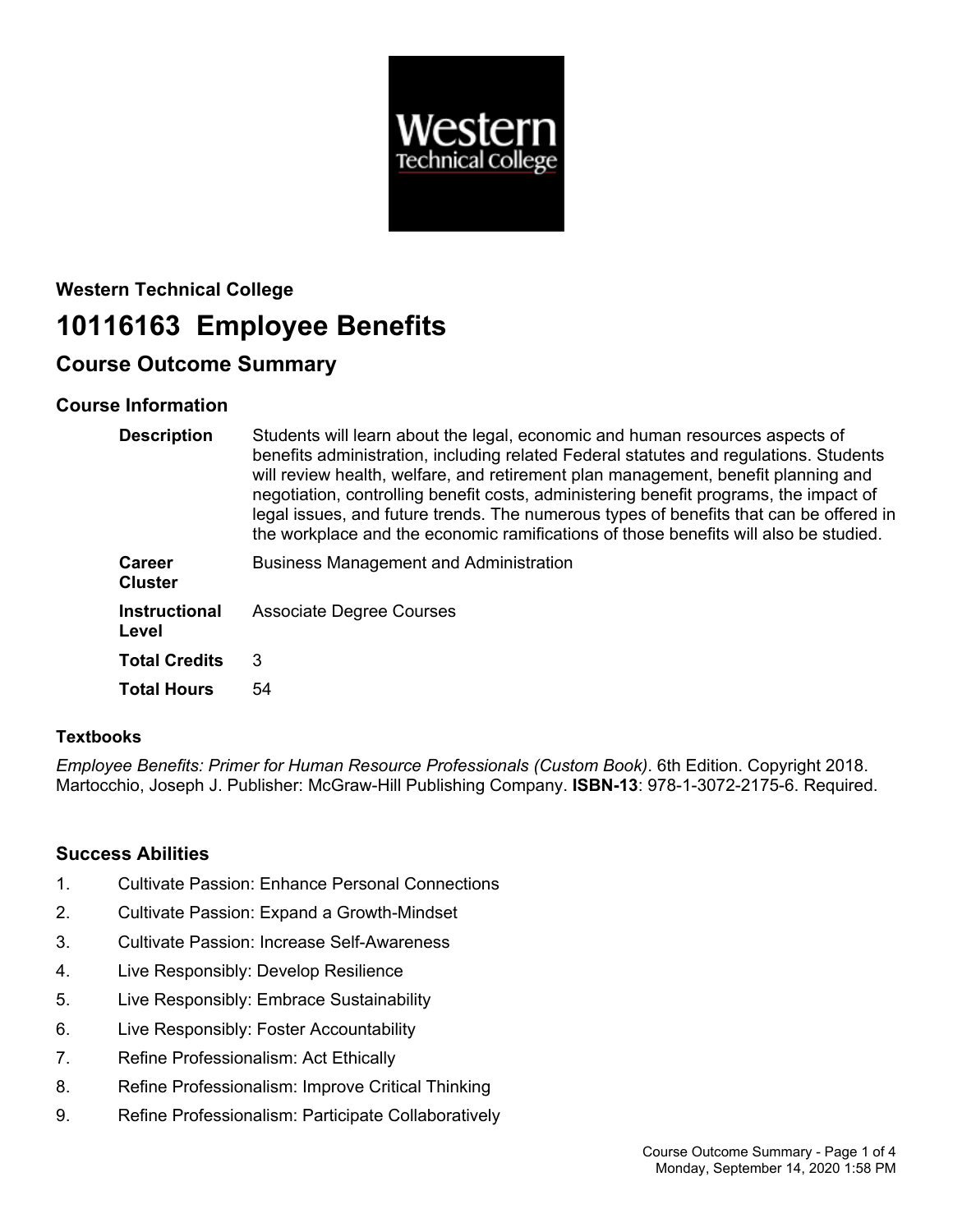**Western Technical College**

# 10116163 Employee Benefits

## Course Outcome Summary

### Course Information

| | |
|---|---|
| **Description** | Students will learn about the legal, economic and human resources aspects of benefits administration, including related Federal statutes and regulations. Students will review health, welfare, and retirement plan management, benefit planning and negotiation, controlling benefit costs, administering benefit programs, the impact of legal issues, and future trends. The numerous types of benefits that can be offered in the workplace and the economic ramifications of those benefits will also be studied. |
| **Career Cluster** | Business Management and Administration |
| **Instructional Level** | Associate Degree Courses |
| **Total Credits** | 3 |
| **Total Hours** | 54 |

### Textbooks

*Employee Benefits: Primer for Human Resource Professionals (Custom Book)*. 6th Edition. Copyright 2018. Martocchio, Joseph J. Publisher: McGraw-Hill Publishing Company. **ISBN-13**: 978-1-3072-2175-6. Required.

### Success Abilities

1. Cultivate Passion: Enhance Personal Connections
2. Cultivate Passion: Expand a Growth-Mindset
3. Cultivate Passion: Increase Self-Awareness
4. Live Responsibly: Develop Resilience
5. Live Responsibly: Embrace Sustainability
6. Live Responsibly: Foster Accountability
7. Refine Professionalism: Act Ethically
8. Refine Professionalism: Improve Critical Thinking
9. Refine Professionalism: Participate Collaboratively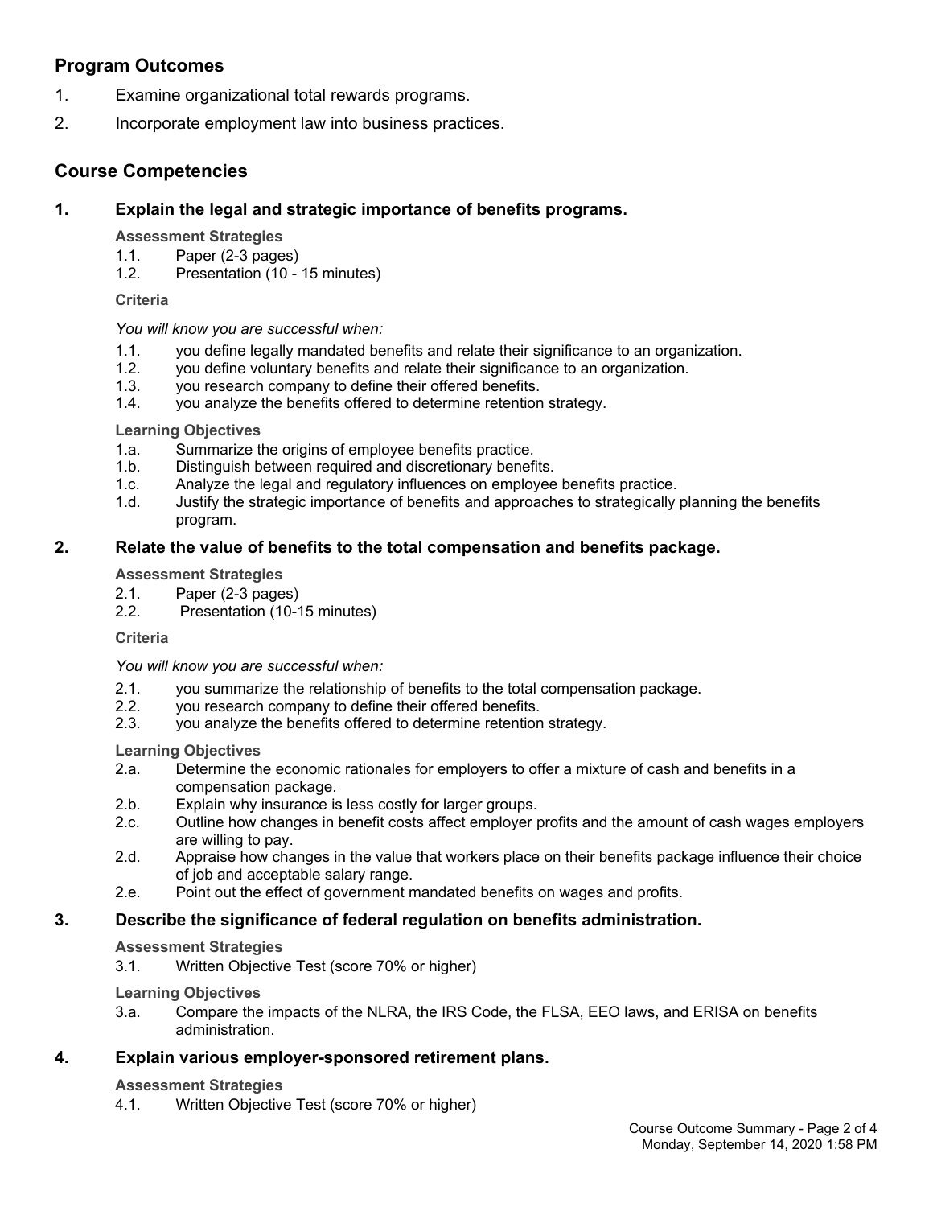## Program Outcomes

1. Examine organizational total rewards programs.
2. Incorporate employment law into business practices.

## Course Competencies

### 1. Explain the legal and strategic importance of benefits programs.

**Assessment Strategies**

1.1. Paper (2-3 pages)
1.2. Presentation (10 - 15 minutes)

**Criteria**

*You will know you are successful when:*

1.1. you define legally mandated benefits and relate their significance to an organization.
1.2. you define voluntary benefits and relate their significance to an organization.
1.3. you research company to define their offered benefits.
1.4. you analyze the benefits offered to determine retention strategy.

**Learning Objectives**

1.a. Summarize the origins of employee benefits practice.
1.b. Distinguish between required and discretionary benefits.
1.c. Analyze the legal and regulatory influences on employee benefits practice.
1.d. Justify the strategic importance of benefits and approaches to strategically planning the benefits program.

### 2. Relate the value of benefits to the total compensation and benefits package.

**Assessment Strategies**

2.1. Paper (2-3 pages)
2.2. Presentation (10-15 minutes)

**Criteria**

*You will know you are successful when:*

2.1. you summarize the relationship of benefits to the total compensation package.
2.2. you research company to define their offered benefits.
2.3. you analyze the benefits offered to determine retention strategy.

**Learning Objectives**

2.a. Determine the economic rationales for employers to offer a mixture of cash and benefits in a compensation package.
2.b. Explain why insurance is less costly for larger groups.
2.c. Outline how changes in benefit costs affect employer profits and the amount of cash wages employers are willing to pay.
2.d. Appraise how changes in the value that workers place on their benefits package influence their choice of job and acceptable salary range.
2.e. Point out the effect of government mandated benefits on wages and profits.

### 3. Describe the significance of federal regulation on benefits administration.

**Assessment Strategies**

3.1. Written Objective Test (score 70% or higher)

**Learning Objectives**

3.a. Compare the impacts of the NLRA, the IRS Code, the FLSA, EEO laws, and ERISA on benefits administration.

### 4. Explain various employer-sponsored retirement plans.

**Assessment Strategies**

4.1. Written Objective Test (score 70% or higher)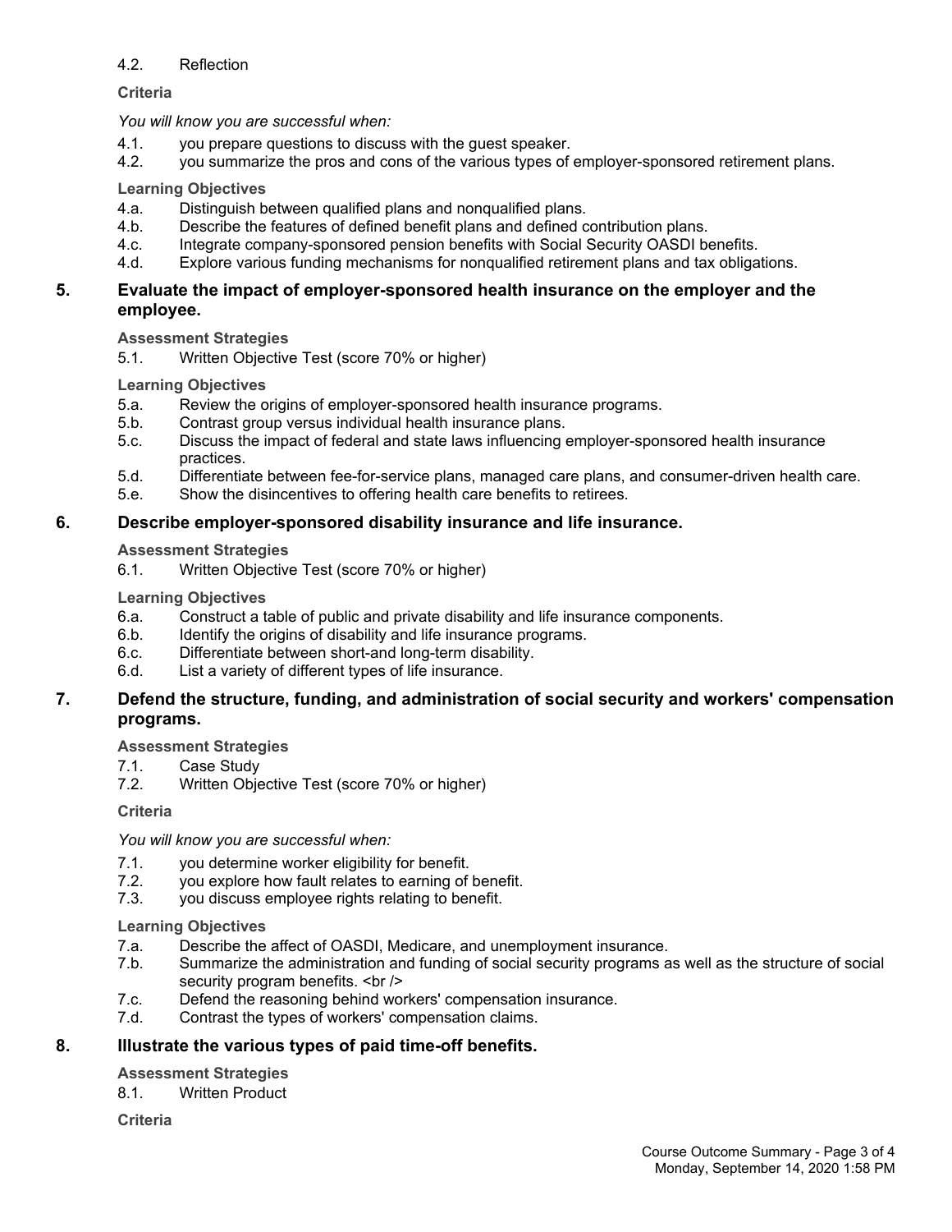4.2. Reflection

**Criteria**

*You will know you are successful when:*

4.1. you prepare questions to discuss with the guest speaker.
4.2. you summarize the pros and cons of the various types of employer-sponsored retirement plans.

**Learning Objectives**

4.a. Distinguish between qualified plans and nonqualified plans.
4.b. Describe the features of defined benefit plans and defined contribution plans.
4.c. Integrate company-sponsored pension benefits with Social Security OASDI benefits.
4.d. Explore various funding mechanisms for nonqualified retirement plans and tax obligations.

## 5. Evaluate the impact of employer-sponsored health insurance on the employer and the employee.

**Assessment Strategies**

5.1. Written Objective Test (score 70% or higher)

**Learning Objectives**

5.a. Review the origins of employer-sponsored health insurance programs.
5.b. Contrast group versus individual health insurance plans.
5.c. Discuss the impact of federal and state laws influencing employer-sponsored health insurance practices.
5.d. Differentiate between fee-for-service plans, managed care plans, and consumer-driven health care.
5.e. Show the disincentives to offering health care benefits to retirees.

## 6. Describe employer-sponsored disability insurance and life insurance.

**Assessment Strategies**

6.1. Written Objective Test (score 70% or higher)

**Learning Objectives**

6.a. Construct a table of public and private disability and life insurance components.
6.b. Identify the origins of disability and life insurance programs.
6.c. Differentiate between short-and long-term disability.
6.d. List a variety of different types of life insurance.

## 7. Defend the structure, funding, and administration of social security and workers' compensation programs.

**Assessment Strategies**

7.1. Case Study
7.2. Written Objective Test (score 70% or higher)

**Criteria**

*You will know you are successful when:*

7.1. you determine worker eligibility for benefit.
7.2. you explore how fault relates to earning of benefit.
7.3. you discuss employee rights relating to benefit.

**Learning Objectives**

7.a. Describe the affect of OASDI, Medicare, and unemployment insurance.
7.b. Summarize the administration and funding of social security programs as well as the structure of social security program benefits. <br />
7.c. Defend the reasoning behind workers' compensation insurance.
7.d. Contrast the types of workers' compensation claims.

## 8. Illustrate the various types of paid time-off benefits.

**Assessment Strategies**

8.1. Written Product

**Criteria**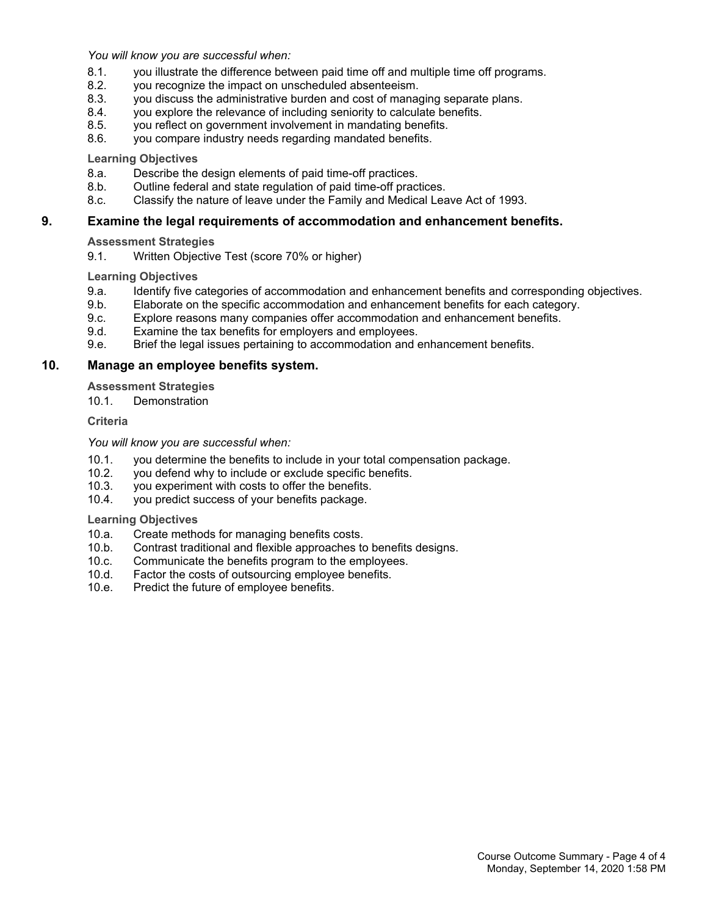*You will know you are successful when:*

8.1. you illustrate the difference between paid time off and multiple time off programs.
8.2. you recognize the impact on unscheduled absenteeism.
8.3. you discuss the administrative burden and cost of managing separate plans.
8.4. you explore the relevance of including seniority to calculate benefits.
8.5. you reflect on government involvement in mandating benefits.
8.6. you compare industry needs regarding mandated benefits.

**Learning Objectives**

8.a. Describe the design elements of paid time-off practices.
8.b. Outline federal and state regulation of paid time-off practices.
8.c. Classify the nature of leave under the Family and Medical Leave Act of 1993.

## 9. Examine the legal requirements of accommodation and enhancement benefits.

**Assessment Strategies**

9.1. Written Objective Test (score 70% or higher)

**Learning Objectives**

9.a. Identify five categories of accommodation and enhancement benefits and corresponding objectives.
9.b. Elaborate on the specific accommodation and enhancement benefits for each category.
9.c. Explore reasons many companies offer accommodation and enhancement benefits.
9.d. Examine the tax benefits for employers and employees.
9.e. Brief the legal issues pertaining to accommodation and enhancement benefits.

## 10. Manage an employee benefits system.

**Assessment Strategies**

10.1. Demonstration

**Criteria**

*You will know you are successful when:*

10.1. you determine the benefits to include in your total compensation package.
10.2. you defend why to include or exclude specific benefits.
10.3. you experiment with costs to offer the benefits.
10.4. you predict success of your benefits package.

**Learning Objectives**

10.a. Create methods for managing benefits costs.
10.b. Contrast traditional and flexible approaches to benefits designs.
10.c. Communicate the benefits program to the employees.
10.d. Factor the costs of outsourcing employee benefits.
10.e. Predict the future of employee benefits.